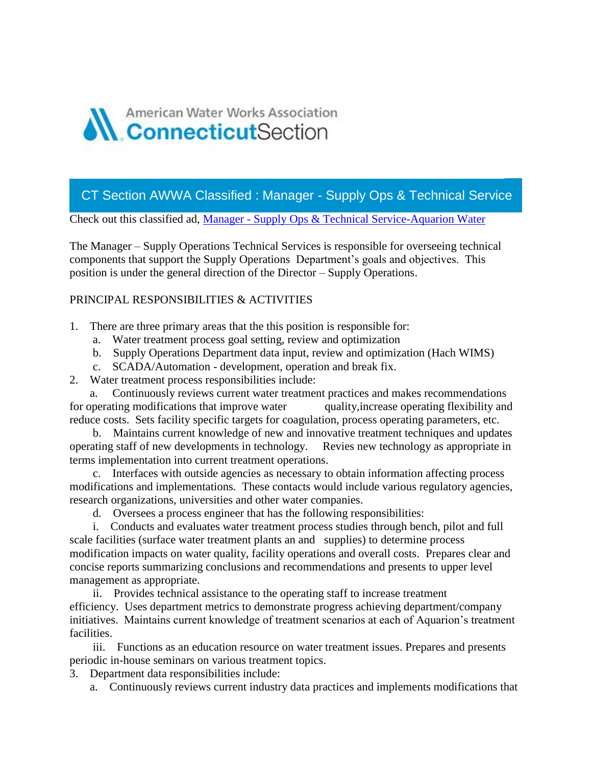American Water Works Association
**Connecticut**Section

## CT Section AWWA Classified : Manager - Supply Ops & Technical Service

Check out this classified ad, [Manager - Supply Ops & Technical Service-Aquarion Water]()

The Manager – Supply Operations Technical Services is responsible for overseeing technical components that support the Supply Operations Department's goals and objectives. This position is under the general direction of the Director – Supply Operations.

PRINCIPAL RESPONSIBILITIES & ACTIVITIES

1. There are three primary areas that the this position is responsible for:
   a. Water treatment process goal setting, review and optimization
   b. Supply Operations Department data input, review and optimization (Hach WIMS)
   c. SCADA/Automation - development, operation and break fix.
2. Water treatment process responsibilities include:
   a. Continuously reviews current water treatment practices and makes recommendations for operating modifications that improve water quality,increase operating flexibility and reduce costs. Sets facility specific targets for coagulation, process operating parameters, etc.
   b. Maintains current knowledge of new and innovative treatment techniques and updates operating staff of new developments in technology. Revies new technology as appropriate in terms implementation into current treatment operations.
   c. Interfaces with outside agencies as necessary to obtain information affecting process modifications and implementations. These contacts would include various regulatory agencies, research organizations, universities and other water companies.
   d. Oversees a process engineer that has the following responsibilities:
      i. Conducts and evaluates water treatment process studies through bench, pilot and full scale facilities (surface water treatment plants an and supplies) to determine process modification impacts on water quality, facility operations and overall costs. Prepares clear and concise reports summarizing conclusions and recommendations and presents to upper level management as appropriate.
      ii. Provides technical assistance to the operating staff to increase treatment efficiency. Uses department metrics to demonstrate progress achieving department/company initiatives. Maintains current knowledge of treatment scenarios at each of Aquarion's treatment facilities.
      iii. Functions as an education resource on water treatment issues. Prepares and presents periodic in-house seminars on various treatment topics.
3. Department data responsibilities include:
   a. Continuously reviews current industry data practices and implements modifications that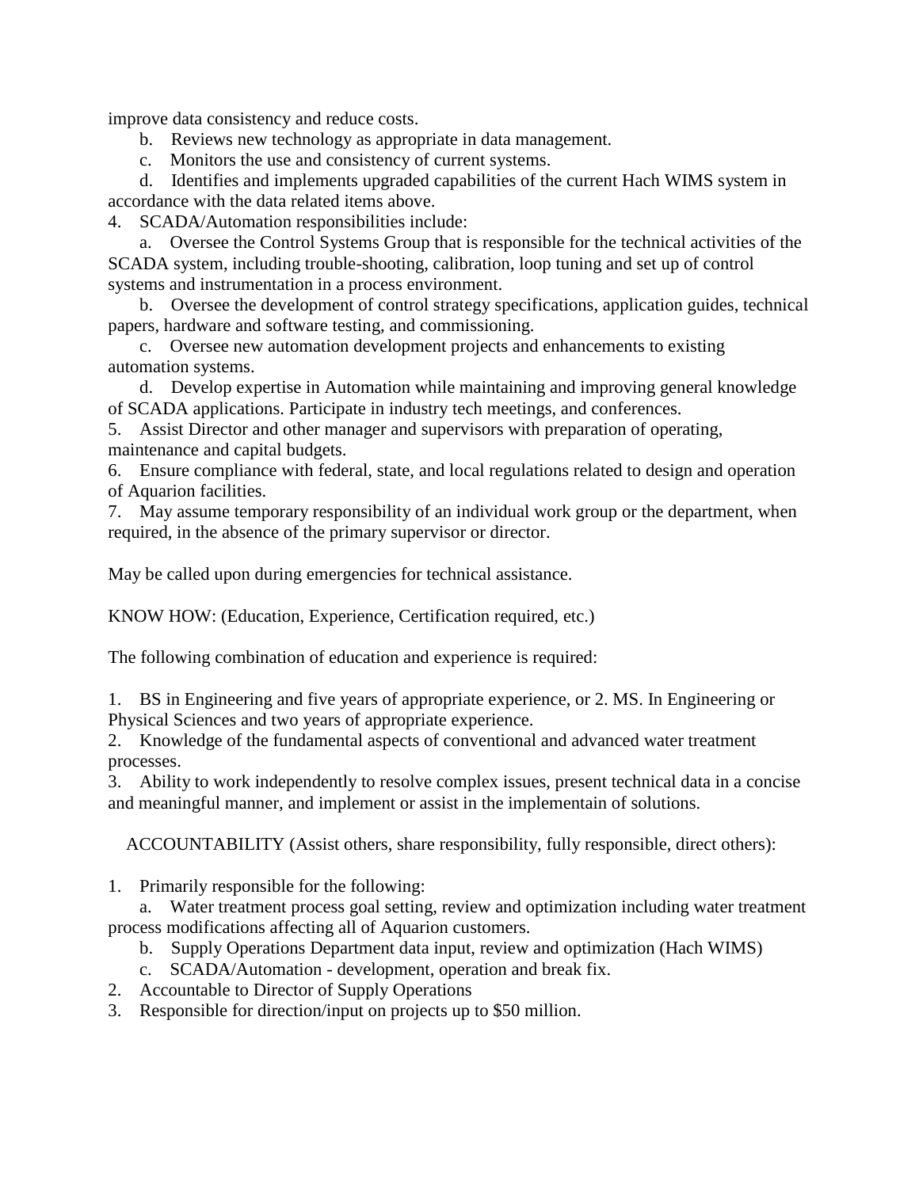improve data consistency and reduce costs.

b. Reviews new technology as appropriate in data management.

c. Monitors the use and consistency of current systems.

d. Identifies and implements upgraded capabilities of the current Hach WIMS system in accordance with the data related items above.

4. SCADA/Automation responsibilities include:

   a. Oversee the Control Systems Group that is responsible for the technical activities of the SCADA system, including trouble-shooting, calibration, loop tuning and set up of control systems and instrumentation in a process environment.

   b. Oversee the development of control strategy specifications, application guides, technical papers, hardware and software testing, and commissioning.

   c. Oversee new automation development projects and enhancements to existing automation systems.

   d. Develop expertise in Automation while maintaining and improving general knowledge of SCADA applications. Participate in industry tech meetings, and conferences.

5. Assist Director and other manager and supervisors with preparation of operating, maintenance and capital budgets.
6. Ensure compliance with federal, state, and local regulations related to design and operation of Aquarion facilities.
7. May assume temporary responsibility of an individual work group or the department, when required, in the absence of the primary supervisor or director.

May be called upon during emergencies for technical assistance.

KNOW HOW: (Education, Experience, Certification required, etc.)

The following combination of education and experience is required:

1. BS in Engineering and five years of appropriate experience, or 2. MS. In Engineering or Physical Sciences and two years of appropriate experience.
2. Knowledge of the fundamental aspects of conventional and advanced water treatment processes.
3. Ability to work independently to resolve complex issues, present technical data in a concise and meaningful manner, and implement or assist in the implementain of solutions.

ACCOUNTABILITY (Assist others, share responsibility, fully responsible, direct others):

1. Primarily responsible for the following:

   a. Water treatment process goal setting, review and optimization including water treatment process modifications affecting all of Aquarion customers.

   b. Supply Operations Department data input, review and optimization (Hach WIMS)

   c. SCADA/Automation - development, operation and break fix.

2. Accountable to Director of Supply Operations
3. Responsible for direction/input on projects up to $50 million.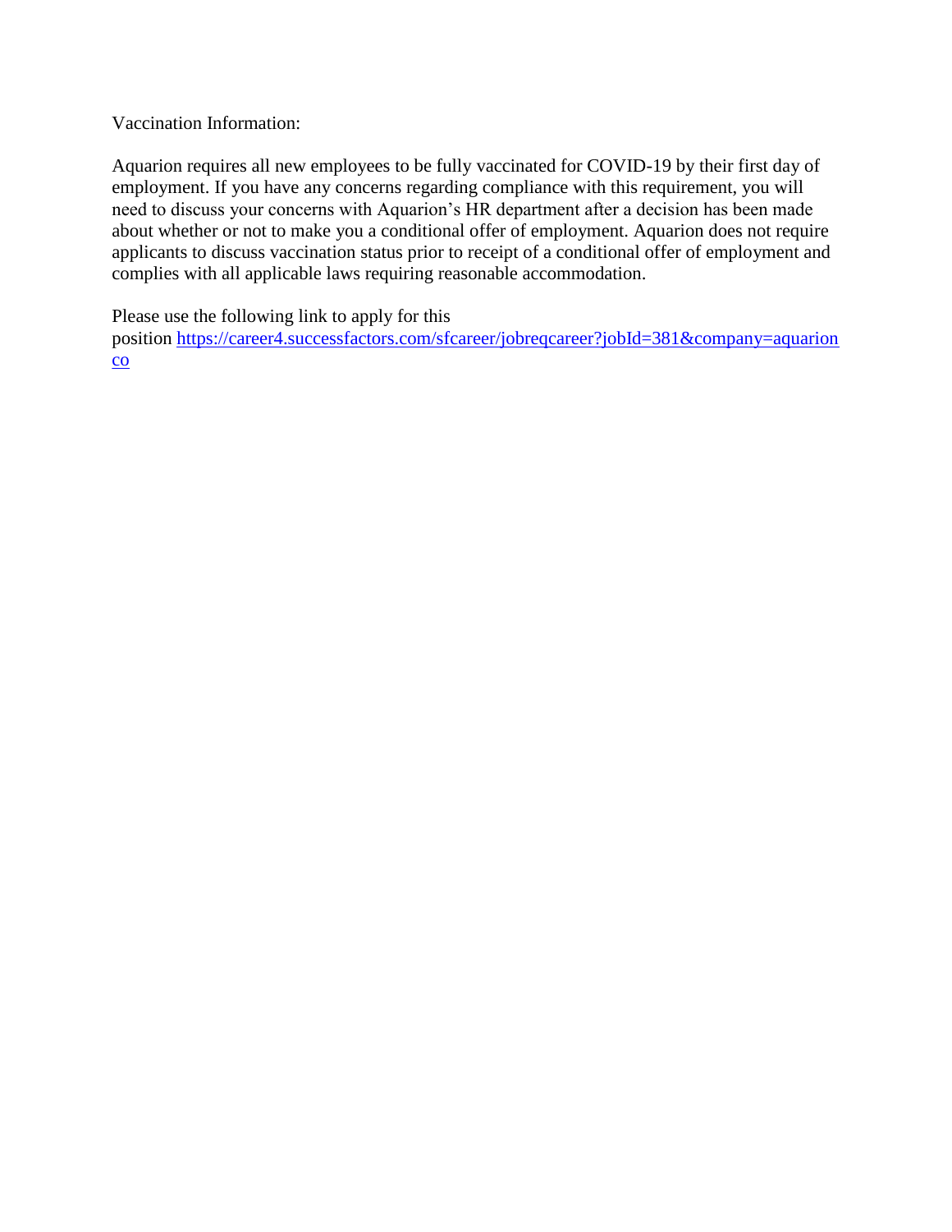Vaccination Information:

Aquarion requires all new employees to be fully vaccinated for COVID-19 by their first day of employment. If you have any concerns regarding compliance with this requirement, you will need to discuss your concerns with Aquarion's HR department after a decision has been made about whether or not to make you a conditional offer of employment. Aquarion does not require applicants to discuss vaccination status prior to receipt of a conditional offer of employment and complies with all applicable laws requiring reasonable accommodation.

Please use the following link to apply for this position [https://career4.successfactors.com/sfcareer/jobreqcareer?jobId=381&company=aquarionco](https://career4.successfactors.com/sfcareer/jobreqcareer?jobId=381&company=aquarionco)